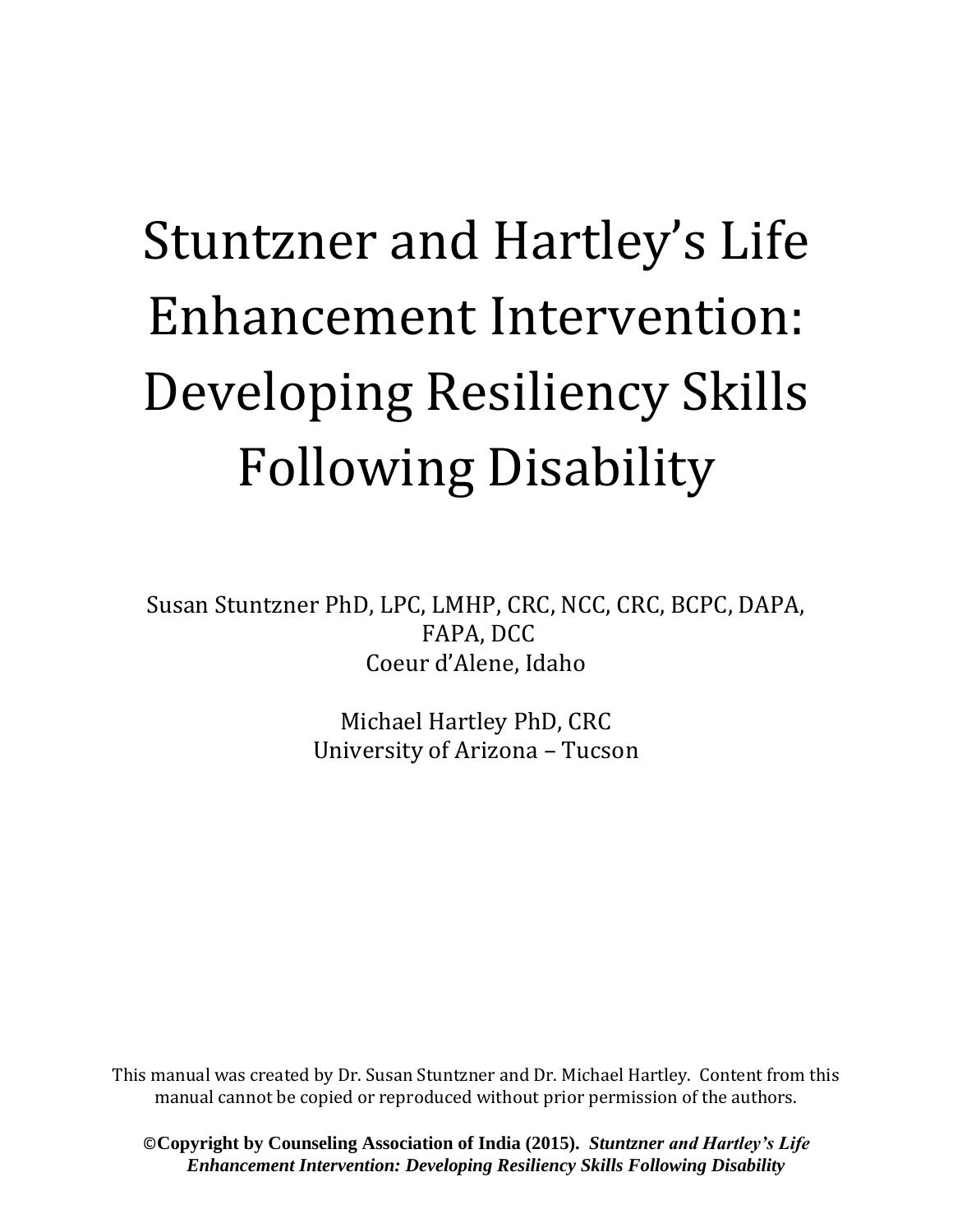# Stuntzner and Hartley's Life Enhancement Intervention: Developing Resiliency Skills Following Disability

Susan Stuntzner PhD, LPC, LMHP, CRC, NCC, CRC, BCPC, DAPA, FAPA, DCC
Coeur d'Alene, Idaho

Michael Hartley PhD, CRC
University of Arizona – Tucson

This manual was created by Dr. Susan Stuntzner and Dr. Michael Hartley. Content from this manual cannot be copied or reproduced without prior permission of the authors.

**©Copyright by Counseling Association of India (2015).** ***Stuntzner and Hartley's Life Enhancement Intervention: Developing Resiliency Skills Following Disability***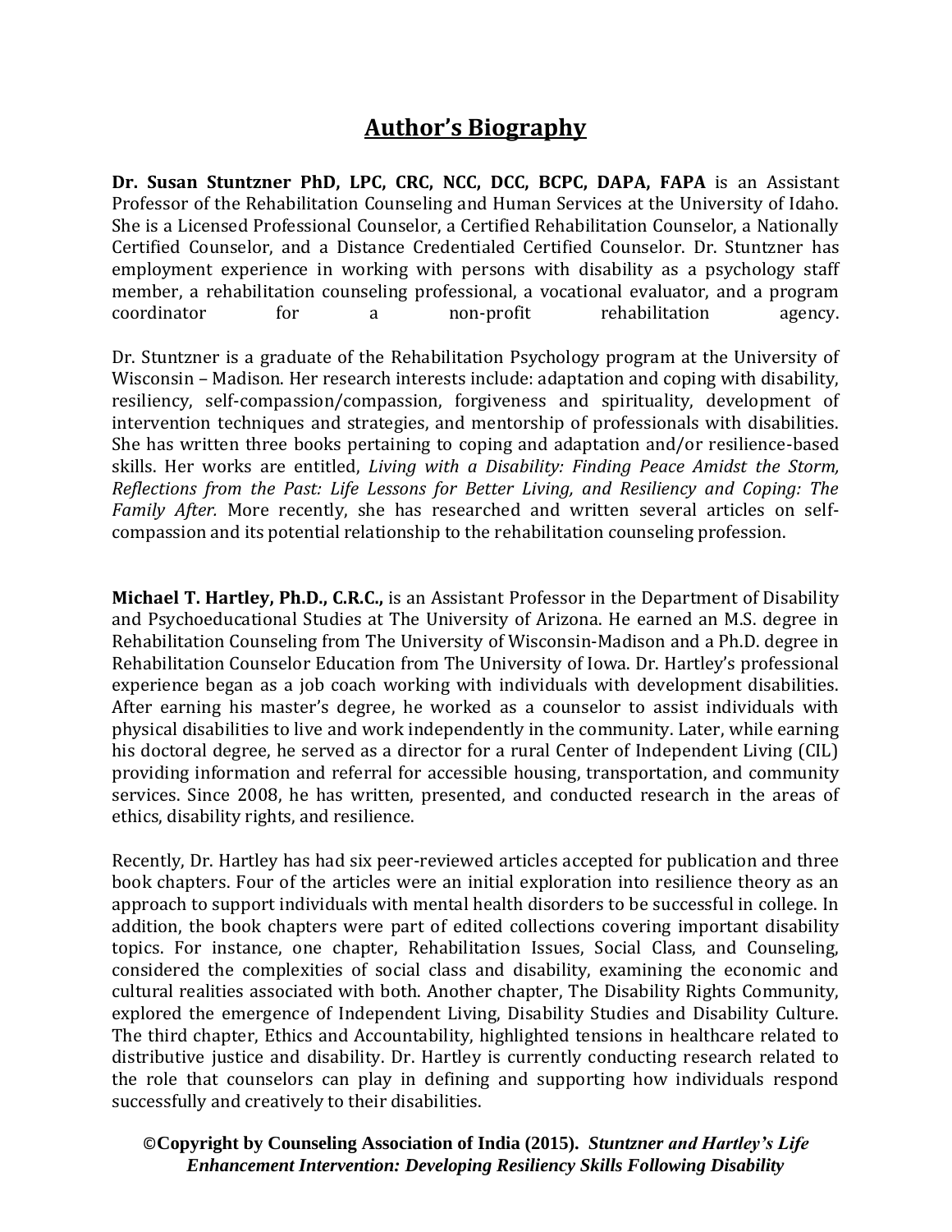# Author's Biography

**Dr. Susan Stuntzner PhD, LPC, CRC, NCC, DCC, BCPC, DAPA, FAPA** is an Assistant Professor of the Rehabilitation Counseling and Human Services at the University of Idaho. She is a Licensed Professional Counselor, a Certified Rehabilitation Counselor, a Nationally Certified Counselor, and a Distance Credentialed Certified Counselor. Dr. Stuntzner has employment experience in working with persons with disability as a psychology staff member, a rehabilitation counseling professional, a vocational evaluator, and a program coordinator for a non-profit rehabilitation agency.

Dr. Stuntzner is a graduate of the Rehabilitation Psychology program at the University of Wisconsin – Madison. Her research interests include: adaptation and coping with disability, resiliency, self-compassion/compassion, forgiveness and spirituality, development of intervention techniques and strategies, and mentorship of professionals with disabilities. She has written three books pertaining to coping and adaptation and/or resilience-based skills. Her works are entitled, *Living with a Disability: Finding Peace Amidst the Storm, Reflections from the Past: Life Lessons for Better Living, and Resiliency and Coping: The Family After.* More recently, she has researched and written several articles on self-compassion and its potential relationship to the rehabilitation counseling profession.

**Michael T. Hartley, Ph.D., C.R.C.,** is an Assistant Professor in the Department of Disability and Psychoeducational Studies at The University of Arizona. He earned an M.S. degree in Rehabilitation Counseling from The University of Wisconsin-Madison and a Ph.D. degree in Rehabilitation Counselor Education from The University of Iowa. Dr. Hartley's professional experience began as a job coach working with individuals with development disabilities. After earning his master's degree, he worked as a counselor to assist individuals with physical disabilities to live and work independently in the community. Later, while earning his doctoral degree, he served as a director for a rural Center of Independent Living (CIL) providing information and referral for accessible housing, transportation, and community services. Since 2008, he has written, presented, and conducted research in the areas of ethics, disability rights, and resilience.

Recently, Dr. Hartley has had six peer-reviewed articles accepted for publication and three book chapters. Four of the articles were an initial exploration into resilience theory as an approach to support individuals with mental health disorders to be successful in college. In addition, the book chapters were part of edited collections covering important disability topics. For instance, one chapter, Rehabilitation Issues, Social Class, and Counseling, considered the complexities of social class and disability, examining the economic and cultural realities associated with both. Another chapter, The Disability Rights Community, explored the emergence of Independent Living, Disability Studies and Disability Culture. The third chapter, Ethics and Accountability, highlighted tensions in healthcare related to distributive justice and disability. Dr. Hartley is currently conducting research related to the role that counselors can play in defining and supporting how individuals respond successfully and creatively to their disabilities.